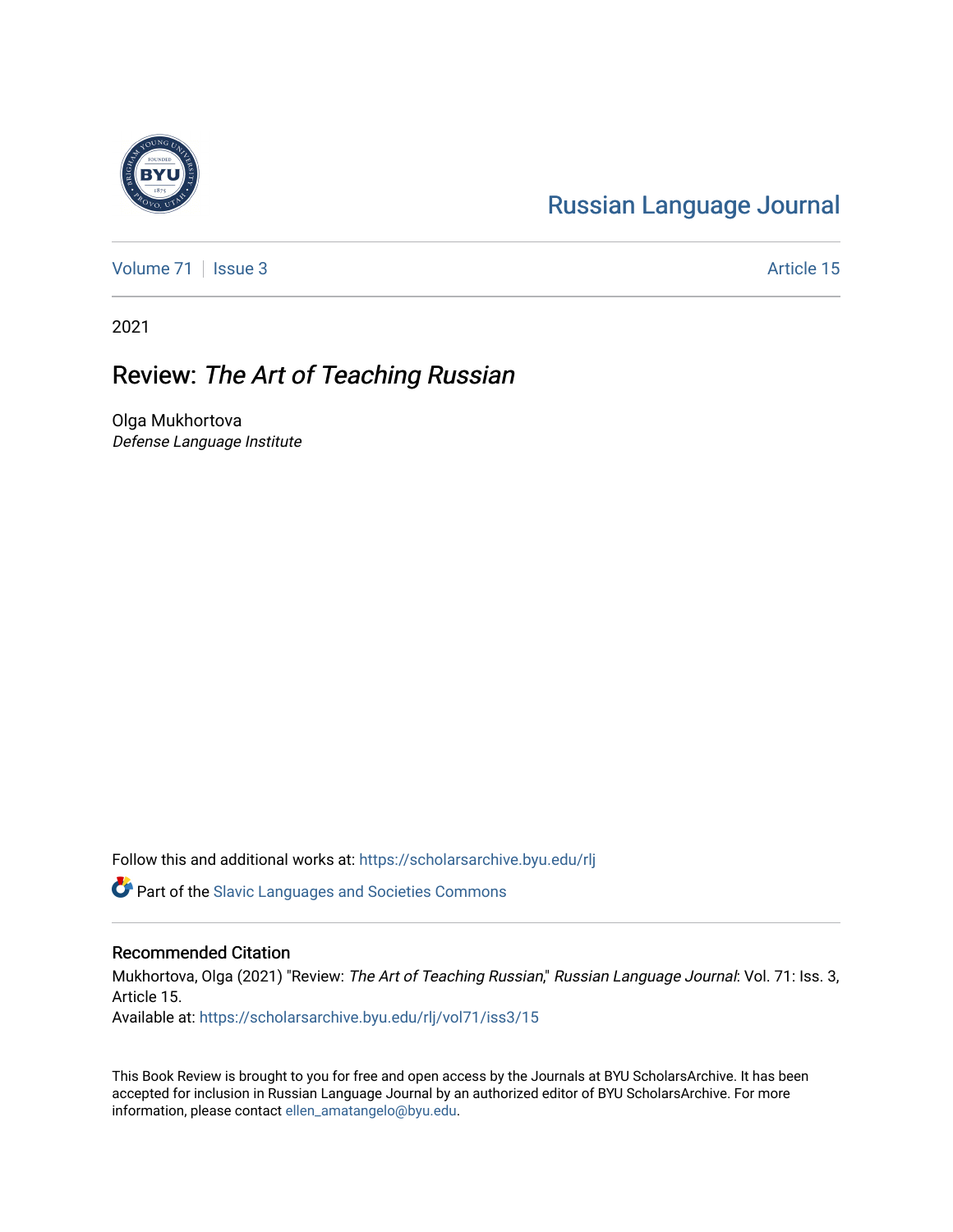Russian Language Journal

Volume 71 | Issue 3 | Article 15

2021

# Review: *The Art of Teaching Russian*

Olga Mukhortova
*Defense Language Institute*

Follow this and additional works at: https://scholarsarchive.byu.edu/rlj

Part of the Slavic Languages and Societies Commons

## Recommended Citation

Mukhortova, Olga (2021) "Review: *The Art of Teaching Russian*," *Russian Language Journal*: Vol. 71: Iss. 3, Article 15.
Available at: https://scholarsarchive.byu.edu/rlj/vol71/iss3/15

This Book Review is brought to you for free and open access by the Journals at BYU ScholarsArchive. It has been accepted for inclusion in Russian Language Journal by an authorized editor of BYU ScholarsArchive. For more information, please contact ellen_amatangelo@byu.edu.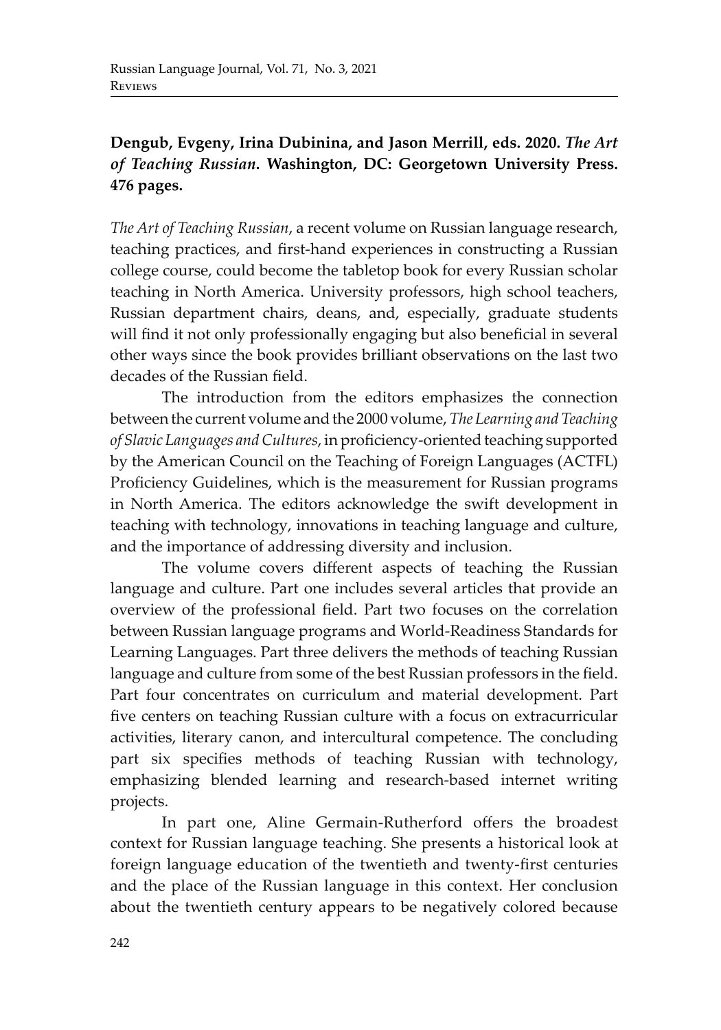**Dengub, Evgeny, Irina Dubinina, and Jason Merrill, eds. 2020. *The Art of Teaching Russian*. Washington, DC: Georgetown University Press. 476 pages.**

*The Art of Teaching Russian*, a recent volume on Russian language research, teaching practices, and first-hand experiences in constructing a Russian college course, could become the tabletop book for every Russian scholar teaching in North America. University professors, high school teachers, Russian department chairs, deans, and, especially, graduate students will find it not only professionally engaging but also beneficial in several other ways since the book provides brilliant observations on the last two decades of the Russian field.

The introduction from the editors emphasizes the connection between the current volume and the 2000 volume, *The Learning and Teaching of Slavic Languages and Cultures*, in proficiency-oriented teaching supported by the American Council on the Teaching of Foreign Languages (ACTFL) Proficiency Guidelines, which is the measurement for Russian programs in North America. The editors acknowledge the swift development in teaching with technology, innovations in teaching language and culture, and the importance of addressing diversity and inclusion.

The volume covers different aspects of teaching the Russian language and culture. Part one includes several articles that provide an overview of the professional field. Part two focuses on the correlation between Russian language programs and World-Readiness Standards for Learning Languages. Part three delivers the methods of teaching Russian language and culture from some of the best Russian professors in the field. Part four concentrates on curriculum and material development. Part five centers on teaching Russian culture with a focus on extracurricular activities, literary canon, and intercultural competence. The concluding part six specifies methods of teaching Russian with technology, emphasizing blended learning and research-based internet writing projects.

In part one, Aline Germain-Rutherford offers the broadest context for Russian language teaching. She presents a historical look at foreign language education of the twentieth and twenty-first centuries and the place of the Russian language in this context. Her conclusion about the twentieth century appears to be negatively colored because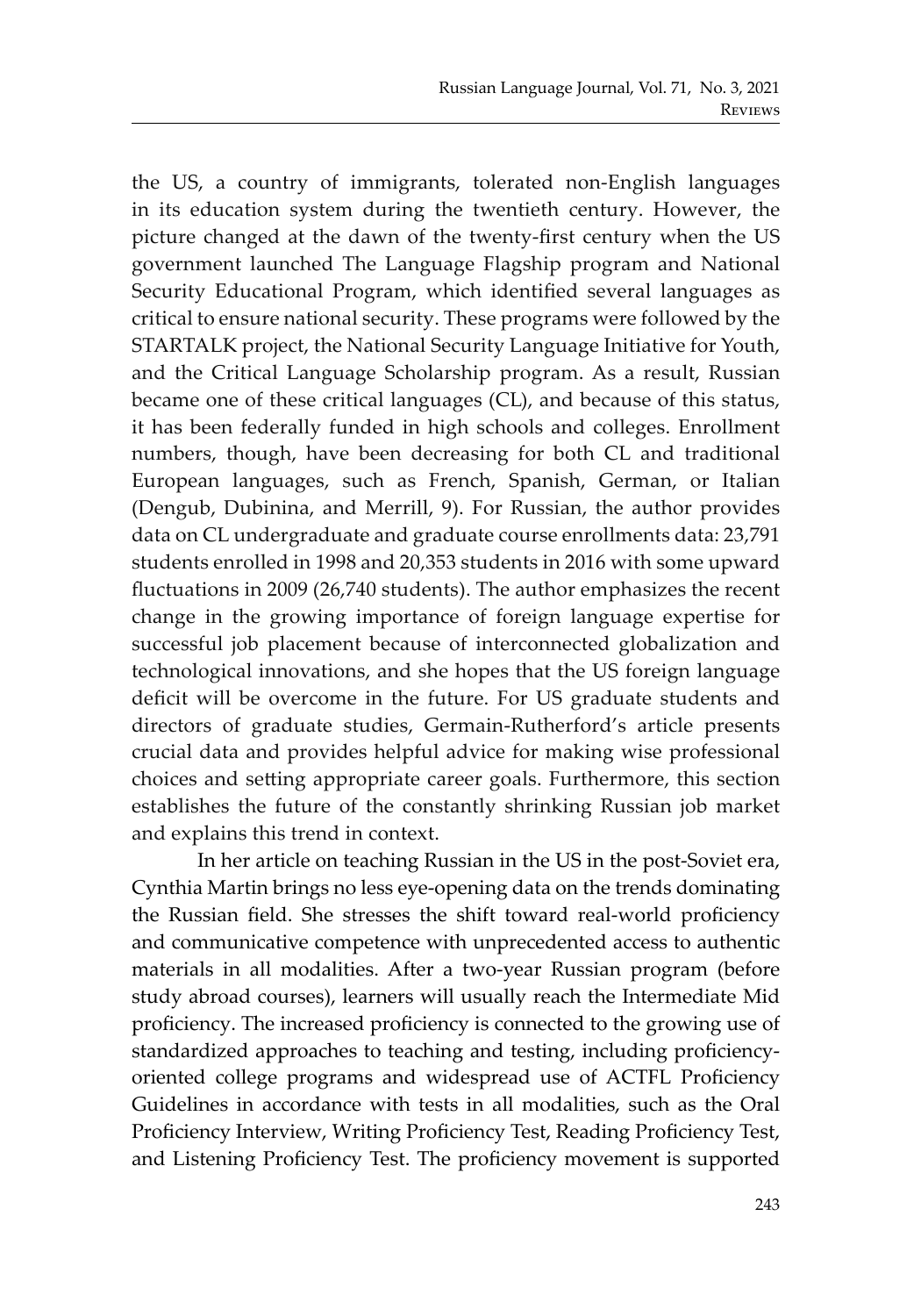the US, a country of immigrants, tolerated non-English languages in its education system during the twentieth century. However, the picture changed at the dawn of the twenty-first century when the US government launched The Language Flagship program and National Security Educational Program, which identified several languages as critical to ensure national security. These programs were followed by the STARTALK project, the National Security Language Initiative for Youth, and the Critical Language Scholarship program. As a result, Russian became one of these critical languages (CL), and because of this status, it has been federally funded in high schools and colleges. Enrollment numbers, though, have been decreasing for both CL and traditional European languages, such as French, Spanish, German, or Italian (Dengub, Dubinina, and Merrill, 9). For Russian, the author provides data on CL undergraduate and graduate course enrollments data: 23,791 students enrolled in 1998 and 20,353 students in 2016 with some upward fluctuations in 2009 (26,740 students). The author emphasizes the recent change in the growing importance of foreign language expertise for successful job placement because of interconnected globalization and technological innovations, and she hopes that the US foreign language deficit will be overcome in the future. For US graduate students and directors of graduate studies, Germain-Rutherford's article presents crucial data and provides helpful advice for making wise professional choices and setting appropriate career goals. Furthermore, this section establishes the future of the constantly shrinking Russian job market and explains this trend in context.

In her article on teaching Russian in the US in the post-Soviet era, Cynthia Martin brings no less eye-opening data on the trends dominating the Russian field. She stresses the shift toward real-world proficiency and communicative competence with unprecedented access to authentic materials in all modalities. After a two-year Russian program (before study abroad courses), learners will usually reach the Intermediate Mid proficiency. The increased proficiency is connected to the growing use of standardized approaches to teaching and testing, including proficiency-oriented college programs and widespread use of ACTFL Proficiency Guidelines in accordance with tests in all modalities, such as the Oral Proficiency Interview, Writing Proficiency Test, Reading Proficiency Test, and Listening Proficiency Test. The proficiency movement is supported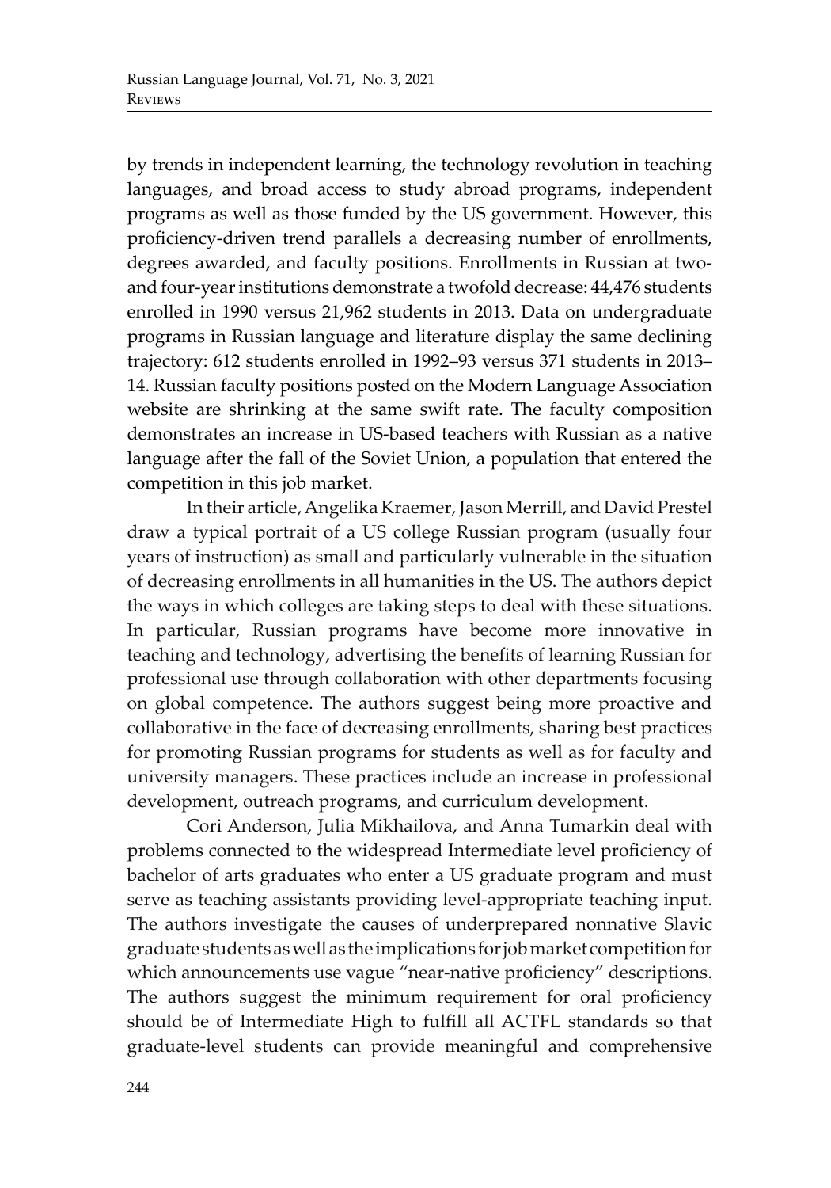by trends in independent learning, the technology revolution in teaching languages, and broad access to study abroad programs, independent programs as well as those funded by the US government. However, this proficiency-driven trend parallels a decreasing number of enrollments, degrees awarded, and faculty positions. Enrollments in Russian at two- and four-year institutions demonstrate a twofold decrease: 44,476 students enrolled in 1990 versus 21,962 students in 2013. Data on undergraduate programs in Russian language and literature display the same declining trajectory: 612 students enrolled in 1992–93 versus 371 students in 2013–14. Russian faculty positions posted on the Modern Language Association website are shrinking at the same swift rate. The faculty composition demonstrates an increase in US-based teachers with Russian as a native language after the fall of the Soviet Union, a population that entered the competition in this job market.

In their article, Angelika Kraemer, Jason Merrill, and David Prestel draw a typical portrait of a US college Russian program (usually four years of instruction) as small and particularly vulnerable in the situation of decreasing enrollments in all humanities in the US. The authors depict the ways in which colleges are taking steps to deal with these situations. In particular, Russian programs have become more innovative in teaching and technology, advertising the benefits of learning Russian for professional use through collaboration with other departments focusing on global competence. The authors suggest being more proactive and collaborative in the face of decreasing enrollments, sharing best practices for promoting Russian programs for students as well as for faculty and university managers. These practices include an increase in professional development, outreach programs, and curriculum development.

Cori Anderson, Julia Mikhailova, and Anna Tumarkin deal with problems connected to the widespread Intermediate level proficiency of bachelor of arts graduates who enter a US graduate program and must serve as teaching assistants providing level-appropriate teaching input. The authors investigate the causes of underprepared nonnative Slavic graduate students as well as the implications for job market competition for which announcements use vague "near-native proficiency" descriptions. The authors suggest the minimum requirement for oral proficiency should be of Intermediate High to fulfill all ACTFL standards so that graduate-level students can provide meaningful and comprehensive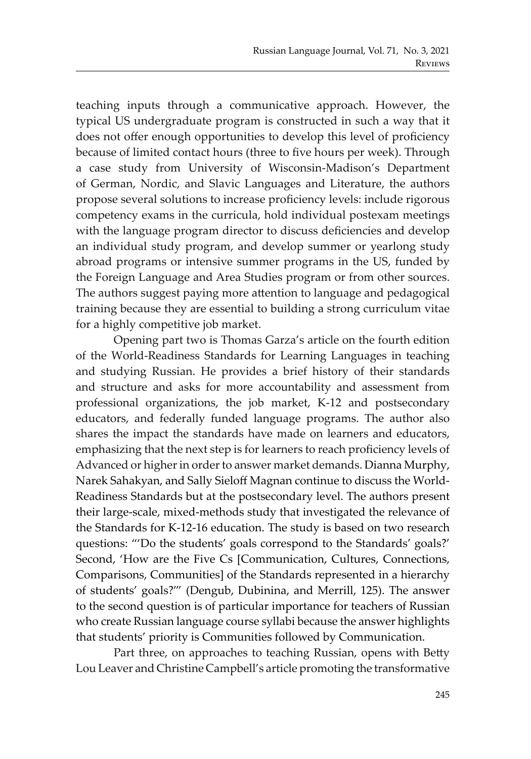teaching inputs through a communicative approach. However, the typical US undergraduate program is constructed in such a way that it does not offer enough opportunities to develop this level of proficiency because of limited contact hours (three to five hours per week). Through a case study from University of Wisconsin-Madison's Department of German, Nordic, and Slavic Languages and Literature, the authors propose several solutions to increase proficiency levels: include rigorous competency exams in the curricula, hold individual postexam meetings with the language program director to discuss deficiencies and develop an individual study program, and develop summer or yearlong study abroad programs or intensive summer programs in the US, funded by the Foreign Language and Area Studies program or from other sources. The authors suggest paying more attention to language and pedagogical training because they are essential to building a strong curriculum vitae for a highly competitive job market.

Opening part two is Thomas Garza's article on the fourth edition of the World-Readiness Standards for Learning Languages in teaching and studying Russian. He provides a brief history of their standards and structure and asks for more accountability and assessment from professional organizations, the job market, K-12 and postsecondary educators, and federally funded language programs. The author also shares the impact the standards have made on learners and educators, emphasizing that the next step is for learners to reach proficiency levels of Advanced or higher in order to answer market demands. Dianna Murphy, Narek Sahakyan, and Sally Sieloff Magnan continue to discuss the World-Readiness Standards but at the postsecondary level. The authors present their large-scale, mixed-methods study that investigated the relevance of the Standards for K-12-16 education. The study is based on two research questions: "'Do the students' goals correspond to the Standards' goals?' Second, 'How are the Five Cs [Communication, Cultures, Connections, Comparisons, Communities] of the Standards represented in a hierarchy of students' goals?'" (Dengub, Dubinina, and Merrill, 125). The answer to the second question is of particular importance for teachers of Russian who create Russian language course syllabi because the answer highlights that students' priority is Communities followed by Communication.

Part three, on approaches to teaching Russian, opens with Betty Lou Leaver and Christine Campbell's article promoting the transformative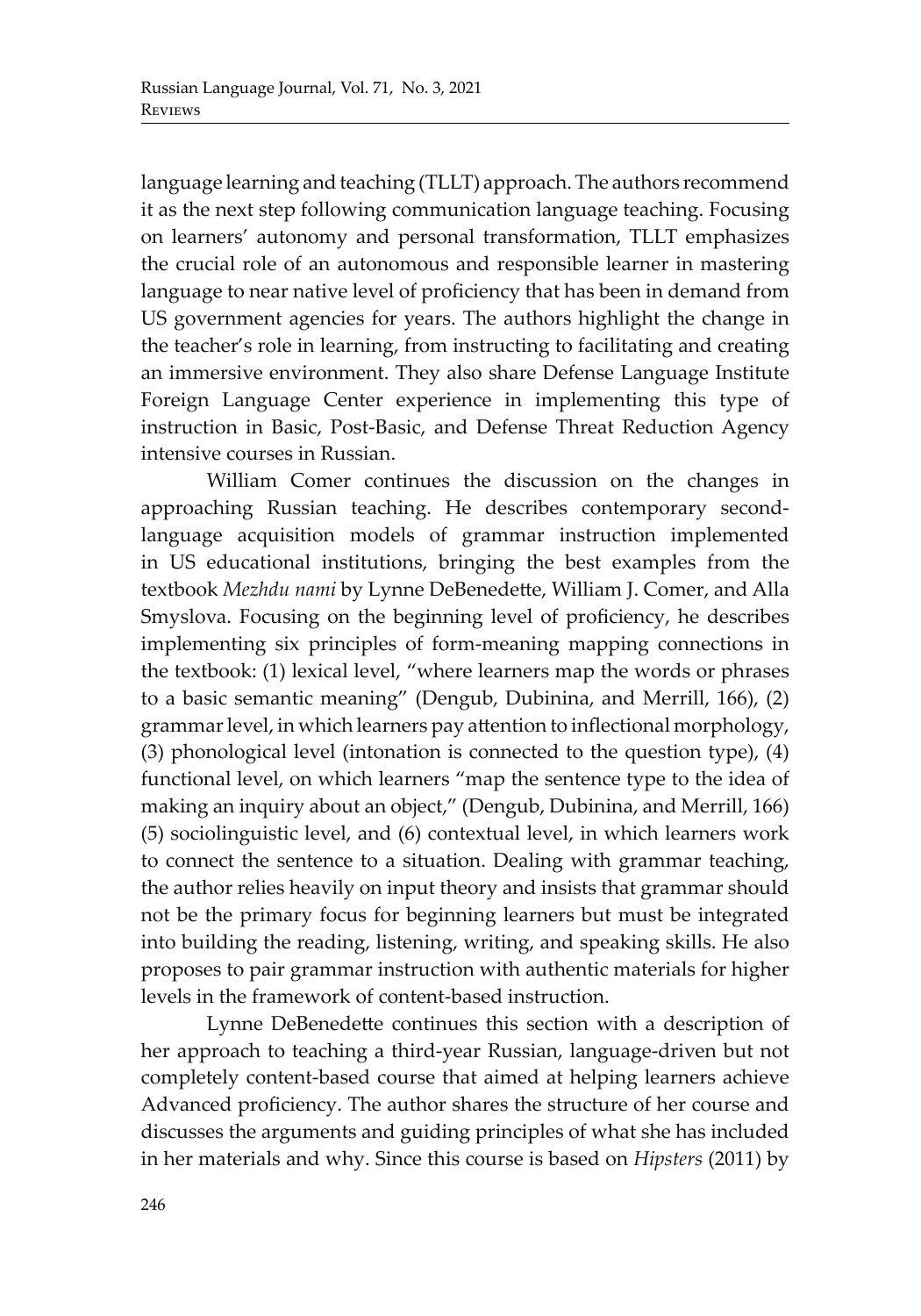language learning and teaching (TLLT) approach. The authors recommend it as the next step following communication language teaching. Focusing on learners' autonomy and personal transformation, TLLT emphasizes the crucial role of an autonomous and responsible learner in mastering language to near native level of proficiency that has been in demand from US government agencies for years. The authors highlight the change in the teacher's role in learning, from instructing to facilitating and creating an immersive environment. They also share Defense Language Institute Foreign Language Center experience in implementing this type of instruction in Basic, Post-Basic, and Defense Threat Reduction Agency intensive courses in Russian.

William Comer continues the discussion on the changes in approaching Russian teaching. He describes contemporary second-language acquisition models of grammar instruction implemented in US educational institutions, bringing the best examples from the textbook *Mezhdu nami* by Lynne DeBenedette, William J. Comer, and Alla Smyslova. Focusing on the beginning level of proficiency, he describes implementing six principles of form-meaning mapping connections in the textbook: (1) lexical level, "where learners map the words or phrases to a basic semantic meaning" (Dengub, Dubinina, and Merrill, 166), (2) grammar level, in which learners pay attention to inflectional morphology, (3) phonological level (intonation is connected to the question type), (4) functional level, on which learners "map the sentence type to the idea of making an inquiry about an object," (Dengub, Dubinina, and Merrill, 166) (5) sociolinguistic level, and (6) contextual level, in which learners work to connect the sentence to a situation. Dealing with grammar teaching, the author relies heavily on input theory and insists that grammar should not be the primary focus for beginning learners but must be integrated into building the reading, listening, writing, and speaking skills. He also proposes to pair grammar instruction with authentic materials for higher levels in the framework of content-based instruction.

Lynne DeBenedette continues this section with a description of her approach to teaching a third-year Russian, language-driven but not completely content-based course that aimed at helping learners achieve Advanced proficiency. The author shares the structure of her course and discusses the arguments and guiding principles of what she has included in her materials and why. Since this course is based on *Hipsters* (2011) by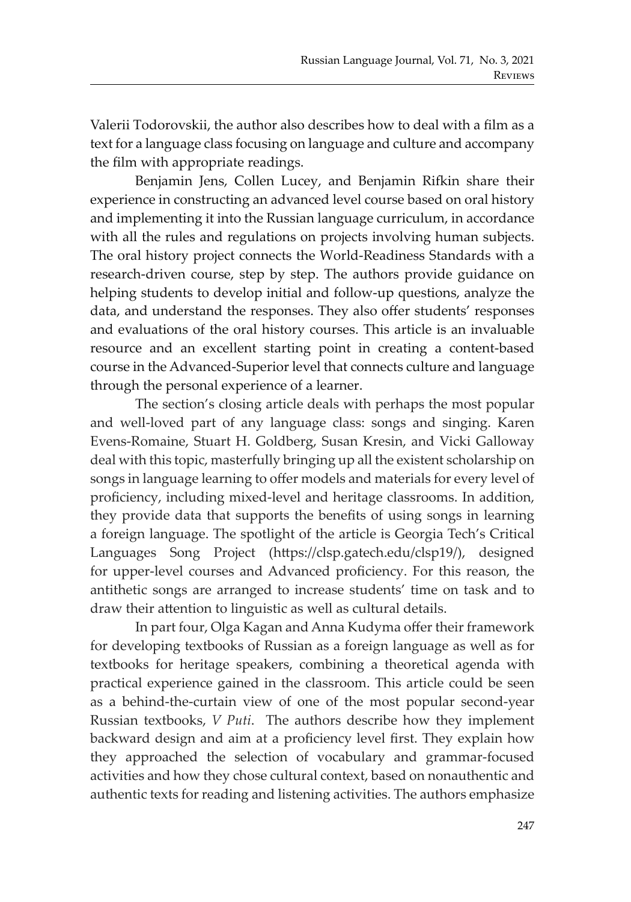Valerii Todorovskii, the author also describes how to deal with a film as a text for a language class focusing on language and culture and accompany the film with appropriate readings.

Benjamin Jens, Collen Lucey, and Benjamin Rifkin share their experience in constructing an advanced level course based on oral history and implementing it into the Russian language curriculum, in accordance with all the rules and regulations on projects involving human subjects. The oral history project connects the World-Readiness Standards with a research-driven course, step by step. The authors provide guidance on helping students to develop initial and follow-up questions, analyze the data, and understand the responses. They also offer students' responses and evaluations of the oral history courses. This article is an invaluable resource and an excellent starting point in creating a content-based course in the Advanced-Superior level that connects culture and language through the personal experience of a learner.

The section's closing article deals with perhaps the most popular and well-loved part of any language class: songs and singing. Karen Evens-Romaine, Stuart H. Goldberg, Susan Kresin, and Vicki Galloway deal with this topic, masterfully bringing up all the existent scholarship on songs in language learning to offer models and materials for every level of proficiency, including mixed-level and heritage classrooms. In addition, they provide data that supports the benefits of using songs in learning a foreign language. The spotlight of the article is Georgia Tech's Critical Languages Song Project (https://clsp.gatech.edu/clsp19/), designed for upper-level courses and Advanced proficiency. For this reason, the antithetic songs are arranged to increase students' time on task and to draw their attention to linguistic as well as cultural details.

In part four, Olga Kagan and Anna Kudyma offer their framework for developing textbooks of Russian as a foreign language as well as for textbooks for heritage speakers, combining a theoretical agenda with practical experience gained in the classroom. This article could be seen as a behind-the-curtain view of one of the most popular second-year Russian textbooks, *V Puti*. The authors describe how they implement backward design and aim at a proficiency level first. They explain how they approached the selection of vocabulary and grammar-focused activities and how they chose cultural context, based on nonauthentic and authentic texts for reading and listening activities. The authors emphasize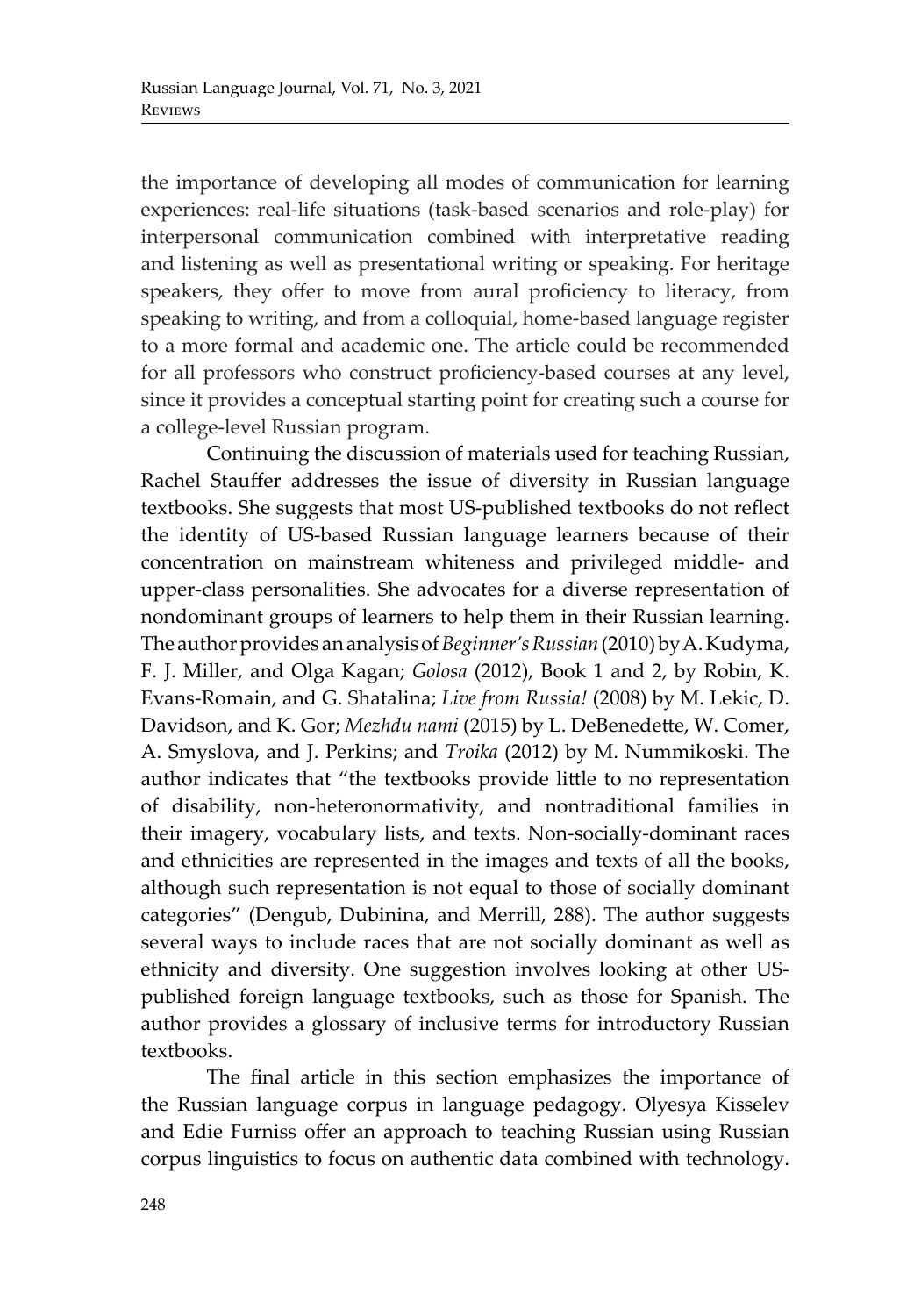the importance of developing all modes of communication for learning experiences: real-life situations (task-based scenarios and role-play) for interpersonal communication combined with interpretative reading and listening as well as presentational writing or speaking. For heritage speakers, they offer to move from aural proficiency to literacy, from speaking to writing, and from a colloquial, home-based language register to a more formal and academic one. The article could be recommended for all professors who construct proficiency-based courses at any level, since it provides a conceptual starting point for creating such a course for a college-level Russian program.

Continuing the discussion of materials used for teaching Russian, Rachel Stauffer addresses the issue of diversity in Russian language textbooks. She suggests that most US-published textbooks do not reflect the identity of US-based Russian language learners because of their concentration on mainstream whiteness and privileged middle- and upper-class personalities. She advocates for a diverse representation of nondominant groups of learners to help them in their Russian learning. The author provides an analysis of *Beginner's Russian* (2010) by A. Kudyma, F. J. Miller, and Olga Kagan; *Golosa* (2012), Book 1 and 2, by Robin, K. Evans-Romain, and G. Shatalina; *Live from Russia!* (2008) by M. Lekic, D. Davidson, and K. Gor; *Mezhdu nami* (2015) by L. DeBenedette, W. Comer, A. Smyslova, and J. Perkins; and *Troika* (2012) by M. Nummikoski. The author indicates that "the textbooks provide little to no representation of disability, non-heteronormativity, and nontraditional families in their imagery, vocabulary lists, and texts. Non-socially-dominant races and ethnicities are represented in the images and texts of all the books, although such representation is not equal to those of socially dominant categories" (Dengub, Dubinina, and Merrill, 288). The author suggests several ways to include races that are not socially dominant as well as ethnicity and diversity. One suggestion involves looking at other US-published foreign language textbooks, such as those for Spanish. The author provides a glossary of inclusive terms for introductory Russian textbooks.

The final article in this section emphasizes the importance of the Russian language corpus in language pedagogy. Olyesya Kisselev and Edie Furniss offer an approach to teaching Russian using Russian corpus linguistics to focus on authentic data combined with technology.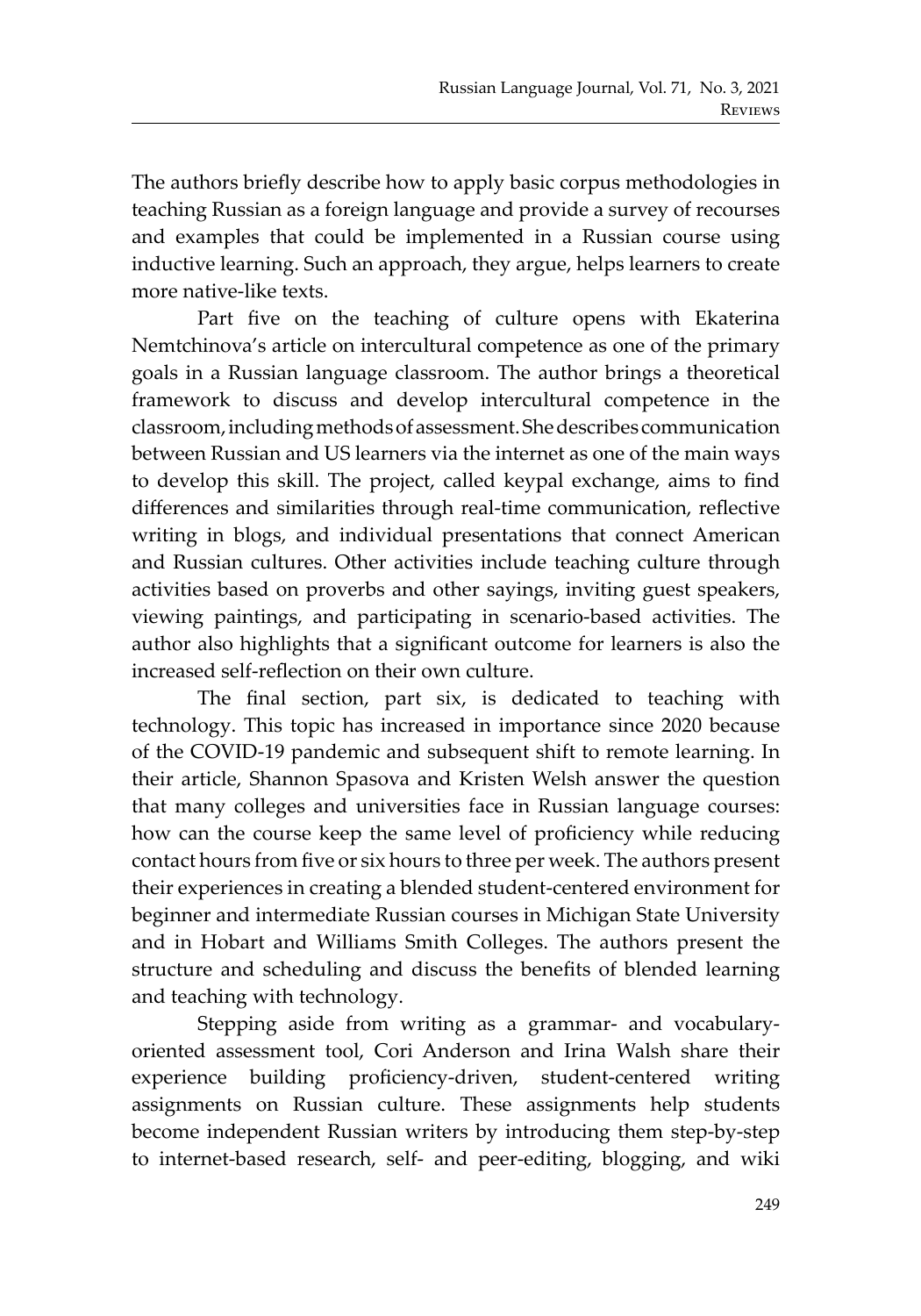The authors briefly describe how to apply basic corpus methodologies in teaching Russian as a foreign language and provide a survey of recourses and examples that could be implemented in a Russian course using inductive learning. Such an approach, they argue, helps learners to create more native-like texts.

Part five on the teaching of culture opens with Ekaterina Nemtchinova's article on intercultural competence as one of the primary goals in a Russian language classroom. The author brings a theoretical framework to discuss and develop intercultural competence in the classroom, including methods of assessment. She describes communication between Russian and US learners via the internet as one of the main ways to develop this skill. The project, called keypal exchange, aims to find differences and similarities through real-time communication, reflective writing in blogs, and individual presentations that connect American and Russian cultures. Other activities include teaching culture through activities based on proverbs and other sayings, inviting guest speakers, viewing paintings, and participating in scenario-based activities. The author also highlights that a significant outcome for learners is also the increased self-reflection on their own culture.

The final section, part six, is dedicated to teaching with technology. This topic has increased in importance since 2020 because of the COVID-19 pandemic and subsequent shift to remote learning. In their article, Shannon Spasova and Kristen Welsh answer the question that many colleges and universities face in Russian language courses: how can the course keep the same level of proficiency while reducing contact hours from five or six hours to three per week. The authors present their experiences in creating a blended student-centered environment for beginner and intermediate Russian courses in Michigan State University and in Hobart and Williams Smith Colleges. The authors present the structure and scheduling and discuss the benefits of blended learning and teaching with technology.

Stepping aside from writing as a grammar- and vocabulary-oriented assessment tool, Cori Anderson and Irina Walsh share their experience building proficiency-driven, student-centered writing assignments on Russian culture. These assignments help students become independent Russian writers by introducing them step-by-step to internet-based research, self- and peer-editing, blogging, and wiki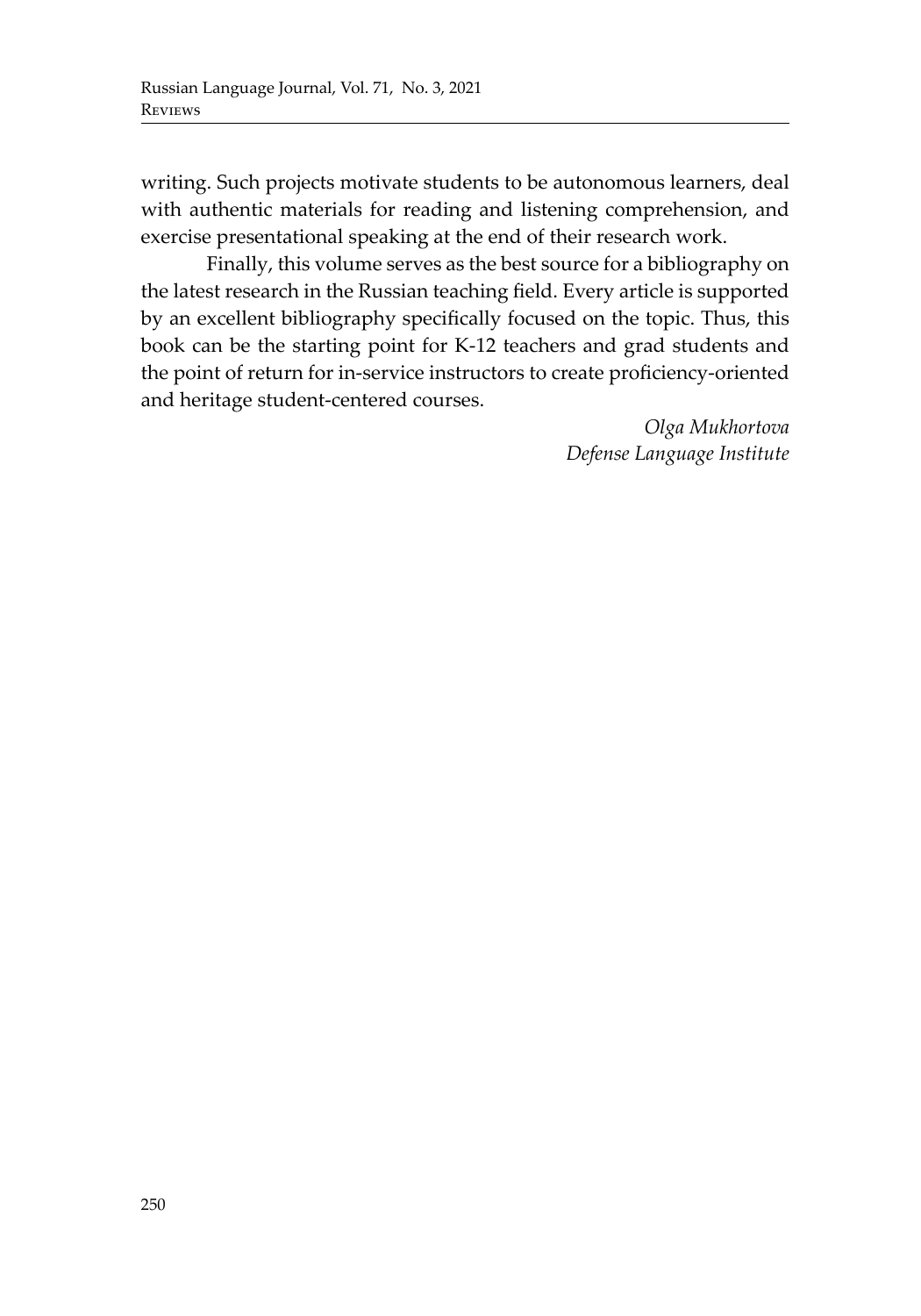writing. Such projects motivate students to be autonomous learners, deal with authentic materials for reading and listening comprehension, and exercise presentational speaking at the end of their research work.

Finally, this volume serves as the best source for a bibliography on the latest research in the Russian teaching field. Every article is supported by an excellent bibliography specifically focused on the topic. Thus, this book can be the starting point for K-12 teachers and grad students and the point of return for in-service instructors to create proficiency-oriented and heritage student-centered courses.

*Olga Mukhortova*
*Defense Language Institute*